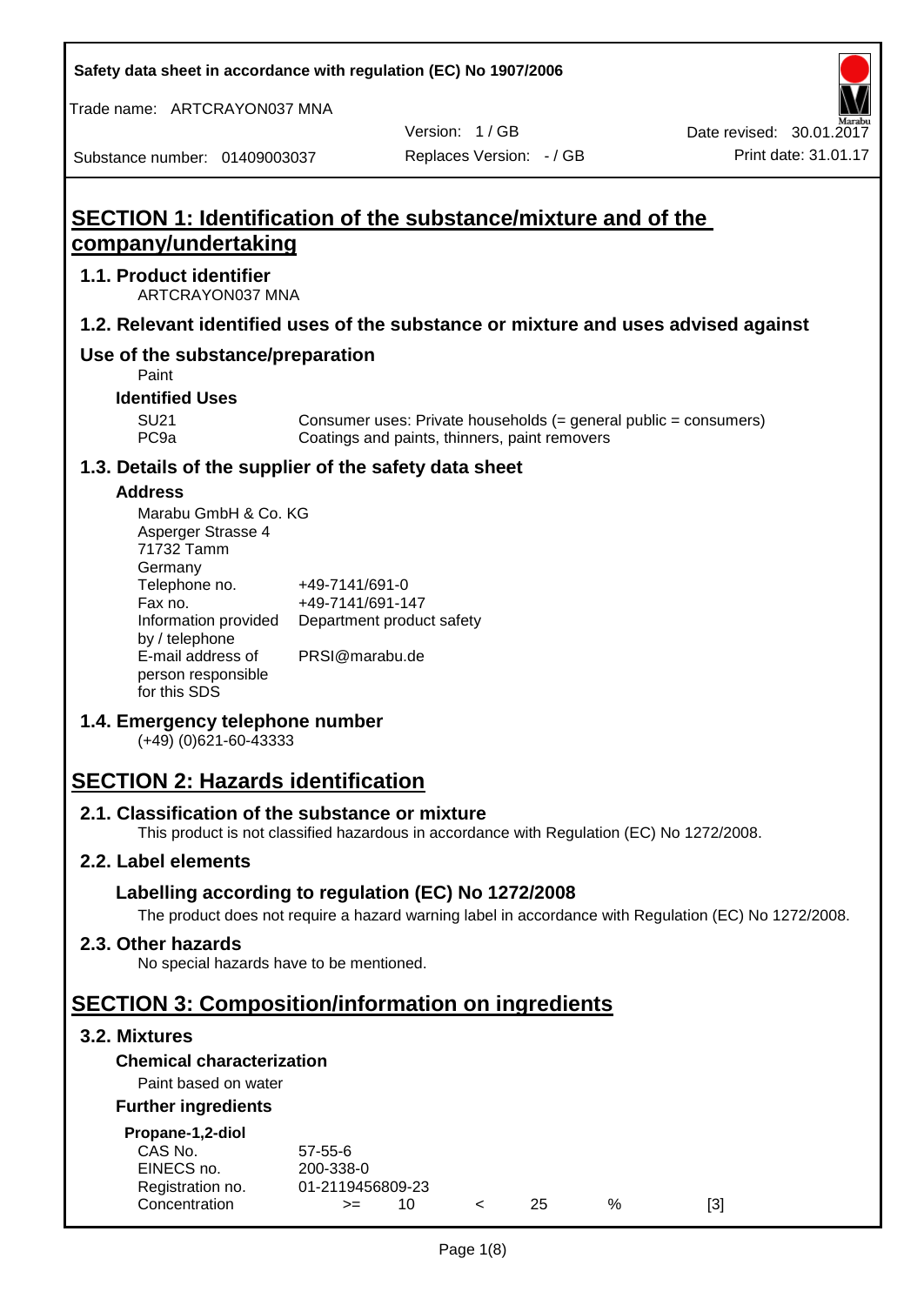**Safety data sheet in accordance with regulation (EC) No 1907/2006**

Trade name: ARTCRAYON037 MNA

Version: 1 / GB
Date revised: 30.01.2017
Substance number: 01409003037
Replaces Version: - / GB
Print date: 31.01.17

# SECTION 1: Identification of the substance/mixture and of the company/undertaking

## 1.1. Product identifier

ARTCRAYON037 MNA

## 1.2. Relevant identified uses of the substance or mixture and uses advised against

## Use of the substance/preparation

Paint

### Identified Uses

| | |
|---|---|
| SU21 | Consumer uses: Private households (= general public = consumers) |
| PC9a | Coatings and paints, thinners, paint removers |

## 1.3. Details of the supplier of the safety data sheet

### Address

Marabu GmbH & Co. KG
Asperger Strasse 4
71732 Tamm
Germany

| | |
|---|---|
| Telephone no. | +49-7141/691-0 |
| Fax no. | +49-7141/691-147 |
| Information provided by / telephone | Department product safety |
| E-mail address of person responsible for this SDS | PRSI@marabu.de |

## 1.4. Emergency telephone number

(+49) (0)621-60-43333

# SECTION 2: Hazards identification

## 2.1. Classification of the substance or mixture

This product is not classified hazardous in accordance with Regulation (EC) No 1272/2008.

## 2.2. Label elements

## Labelling according to regulation (EC) No 1272/2008

The product does not require a hazard warning label in accordance with Regulation (EC) No 1272/2008.

## 2.3. Other hazards

No special hazards have to be mentioned.

# SECTION 3: Composition/information on ingredients

## 3.2. Mixtures

### Chemical characterization

Paint based on water

### Further ingredients

**Propane-1,2-diol**

| | | | | | | |
|---|---|---|---|---|---|---|
| CAS No. | 57-55-6 | | | | | |
| EINECS no. | 200-338-0 | | | | | |
| Registration no. | 01-2119456809-23 | | | | | |
| Concentration | >= | 10 | < | 25 | % | [3] |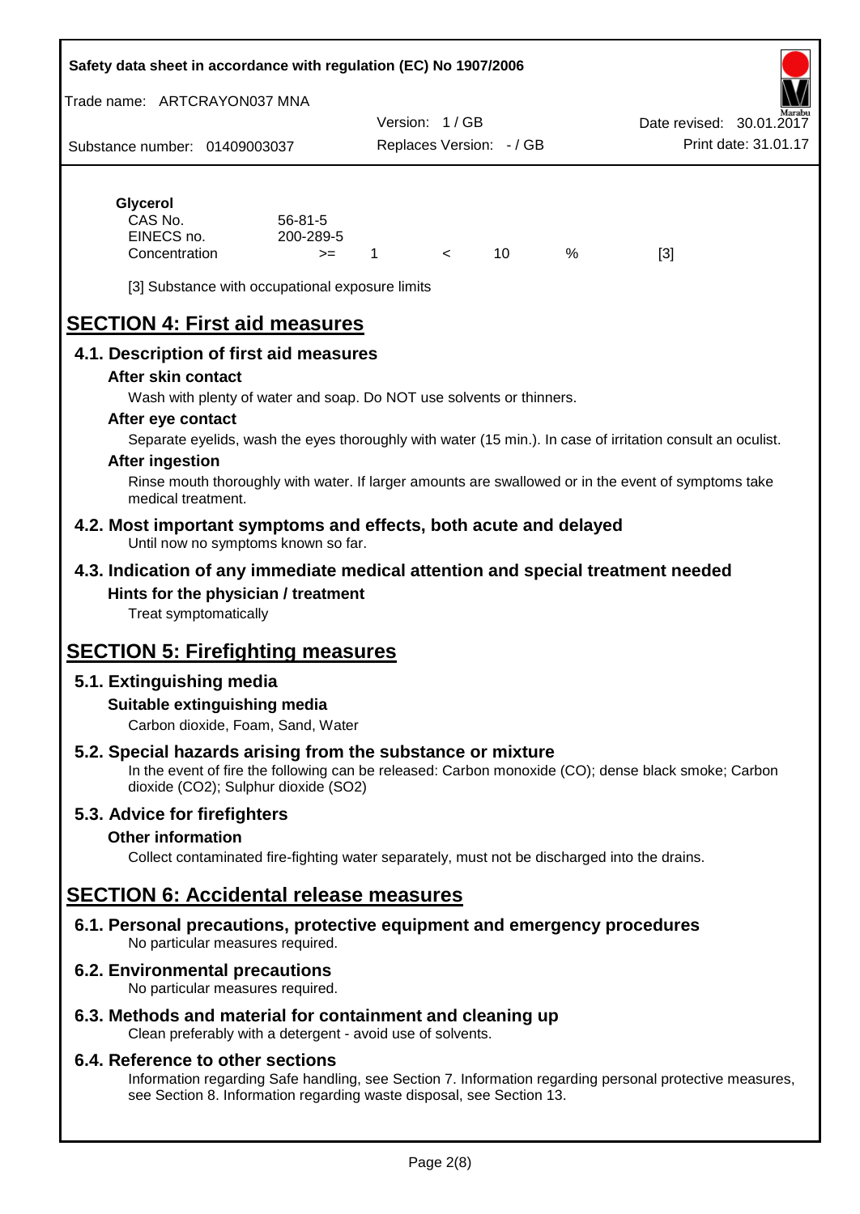**Glycerol**

| | | | | | | |
|---|---|---|---|---|---|---|
| CAS No. | 56-81-5 | | | | | |
| EINECS no. | 200-289-5 | | | | | |
| Concentration | >= | 1 | < | 10 | % | [3] |

[3] Substance with occupational exposure limits

# SECTION 4: First aid measures

## 4.1. Description of first aid measures

### After skin contact

Wash with plenty of water and soap. Do NOT use solvents or thinners.

### After eye contact

Separate eyelids, wash the eyes thoroughly with water (15 min.). In case of irritation consult an oculist.

### After ingestion

Rinse mouth thoroughly with water. If larger amounts are swallowed or in the event of symptoms take medical treatment.

## 4.2. Most important symptoms and effects, both acute and delayed

Until now no symptoms known so far.

## 4.3. Indication of any immediate medical attention and special treatment needed

### Hints for the physician / treatment

Treat symptomatically

# SECTION 5: Firefighting measures

## 5.1. Extinguishing media

### Suitable extinguishing media

Carbon dioxide, Foam, Sand, Water

## 5.2. Special hazards arising from the substance or mixture

In the event of fire the following can be released: Carbon monoxide (CO); dense black smoke; Carbon dioxide ($CO_2$); Sulphur dioxide ($SO_2$)

## 5.3. Advice for firefighters

### Other information

Collect contaminated fire-fighting water separately, must not be discharged into the drains.

# SECTION 6: Accidental release measures

## 6.1. Personal precautions, protective equipment and emergency procedures

No particular measures required.

## 6.2. Environmental precautions

No particular measures required.

## 6.3. Methods and material for containment and cleaning up

Clean preferably with a detergent - avoid use of solvents.

## 6.4. Reference to other sections

Information regarding Safe handling, see Section 7. Information regarding personal protective measures, see Section 8. Information regarding waste disposal, see Section 13.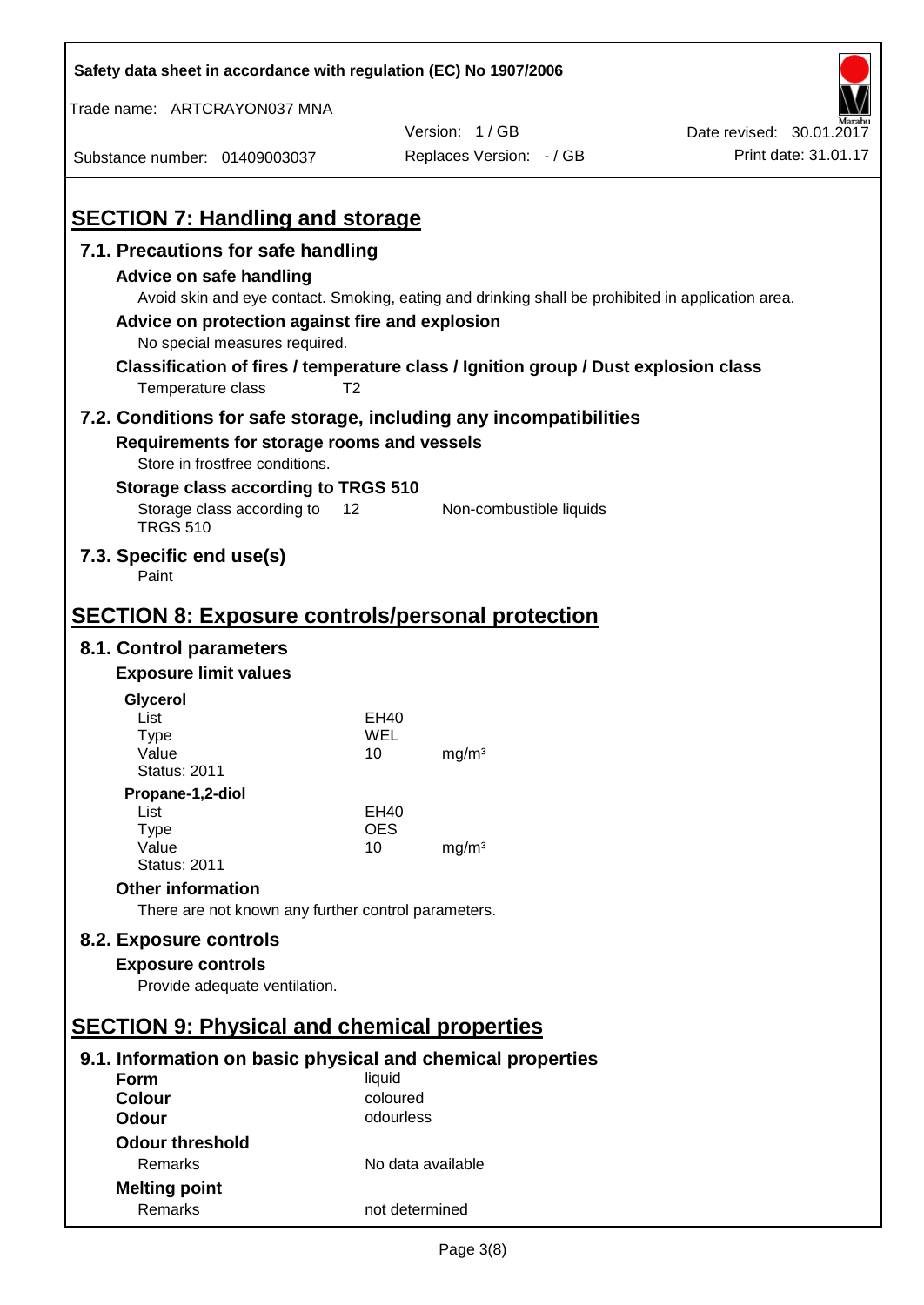## SECTION 7: Handling and storage

### 7.1. Precautions for safe handling

**Advice on safe handling**

Avoid skin and eye contact. Smoking, eating and drinking shall be prohibited in application area.

**Advice on protection against fire and explosion**

No special measures required.

**Classification of fires / temperature class / Ignition group / Dust explosion class**

| Temperature class | T2 |
|---|---|

### 7.2. Conditions for safe storage, including any incompatibilities

**Requirements for storage rooms and vessels**

Store in frostfree conditions.

**Storage class according to TRGS 510**

| Storage class according to TRGS 510 | 12 | Non-combustible liquids |
|---|---|---|

### 7.3. Specific end use(s)

Paint

## SECTION 8: Exposure controls/personal protection

### 8.1. Control parameters

**Exposure limit values**

**Glycerol**

| | | |
|---|---|---|
| List | EH40 | |
| Type | WEL | |
| Value | 10 | mg/m³ |
| Status: 2011 | | |

**Propane-1,2-diol**

| | | |
|---|---|---|
| List | EH40 | |
| Type | OES | |
| Value | 10 | mg/m³ |
| Status: 2011 | | |

**Other information**

There are not known any further control parameters.

### 8.2. Exposure controls

**Exposure controls**

Provide adequate ventilation.

## SECTION 9: Physical and chemical properties

### 9.1. Information on basic physical and chemical properties

| | |
|---|---|
| **Form** | liquid |
| **Colour** | coloured |
| **Odour** | odourless |
| **Odour threshold** | |
| Remarks | No data available |
| **Melting point** | |
| Remarks | not determined |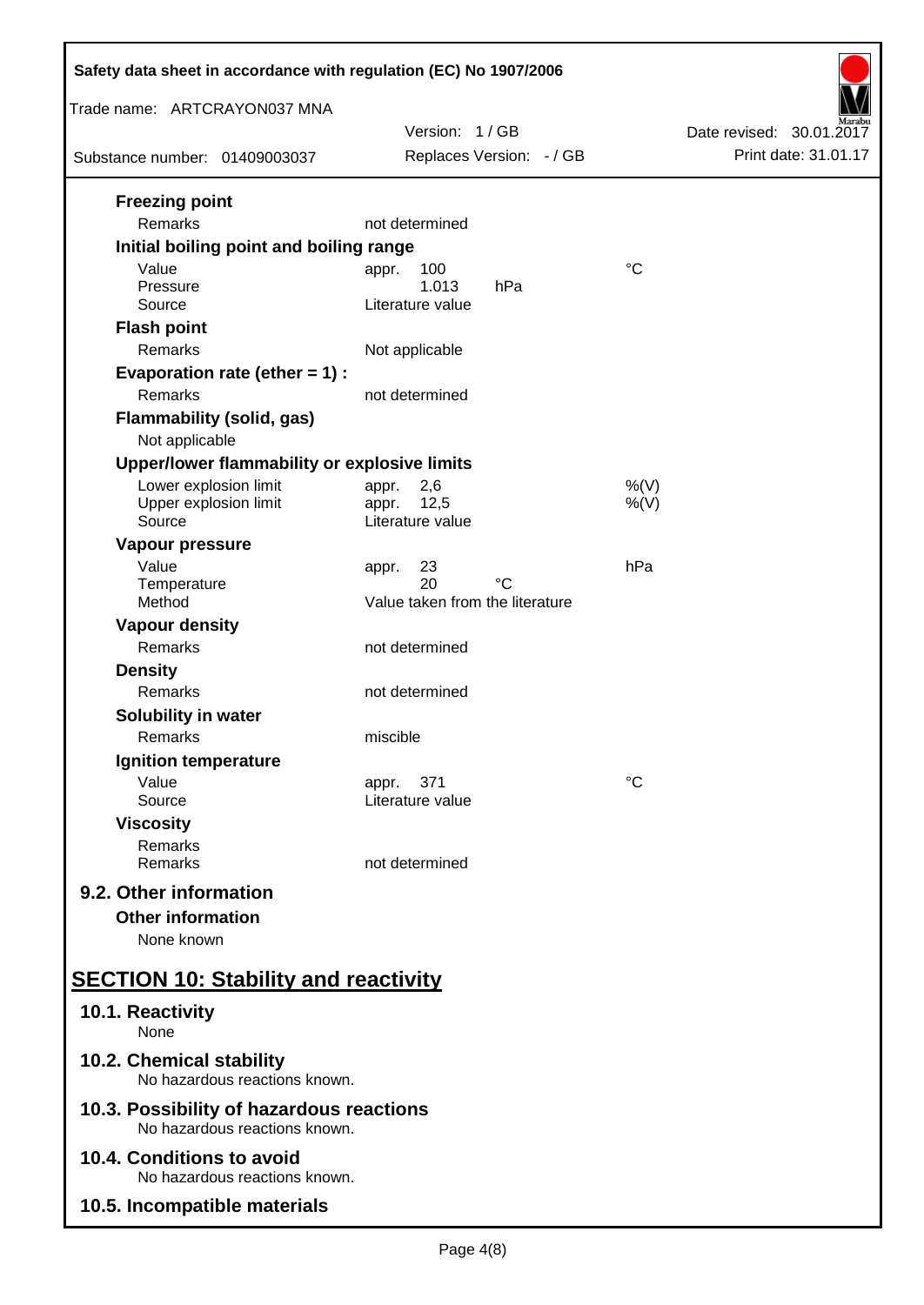**Freezing point**

| | | |
|---|---|---|
| Remarks | not determined | |

**Initial boiling point and boiling range**

| | | |
|---|---|---|
| Value | appr. 100 | °C |
| Pressure | 1.013 hPa | |
| Source | Literature value | |

**Flash point**

| | | |
|---|---|---|
| Remarks | Not applicable | |

**Evaporation rate (ether = 1) :**

| | | |
|---|---|---|
| Remarks | not determined | |

**Flammability (solid, gas)**

Not applicable

**Upper/lower flammability or explosive limits**

| | | |
|---|---|---|
| Lower explosion limit | appr. 2,6 | %(V) |
| Upper explosion limit | appr. 12,5 | %(V) |
| Source | Literature value | |

**Vapour pressure**

| | | |
|---|---|---|
| Value | appr. 23 | hPa |
| Temperature | 20 °C | |
| Method | Value taken from the literature | |

**Vapour density**

| | | |
|---|---|---|
| Remarks | not determined | |

**Density**

| | | |
|---|---|---|
| Remarks | not determined | |

**Solubility in water**

| | | |
|---|---|---|
| Remarks | miscible | |

**Ignition temperature**

| | | |
|---|---|---|
| Value | appr. 371 | °C |
| Source | Literature value | |

**Viscosity**

| | | |
|---|---|---|
| Remarks | | |
| Remarks | not determined | |

## 9.2. Other information

**Other information**

None known

# SECTION 10: Stability and reactivity

## 10.1. Reactivity

None

## 10.2. Chemical stability

No hazardous reactions known.

## 10.3. Possibility of hazardous reactions

No hazardous reactions known.

## 10.4. Conditions to avoid

No hazardous reactions known.

## 10.5. Incompatible materials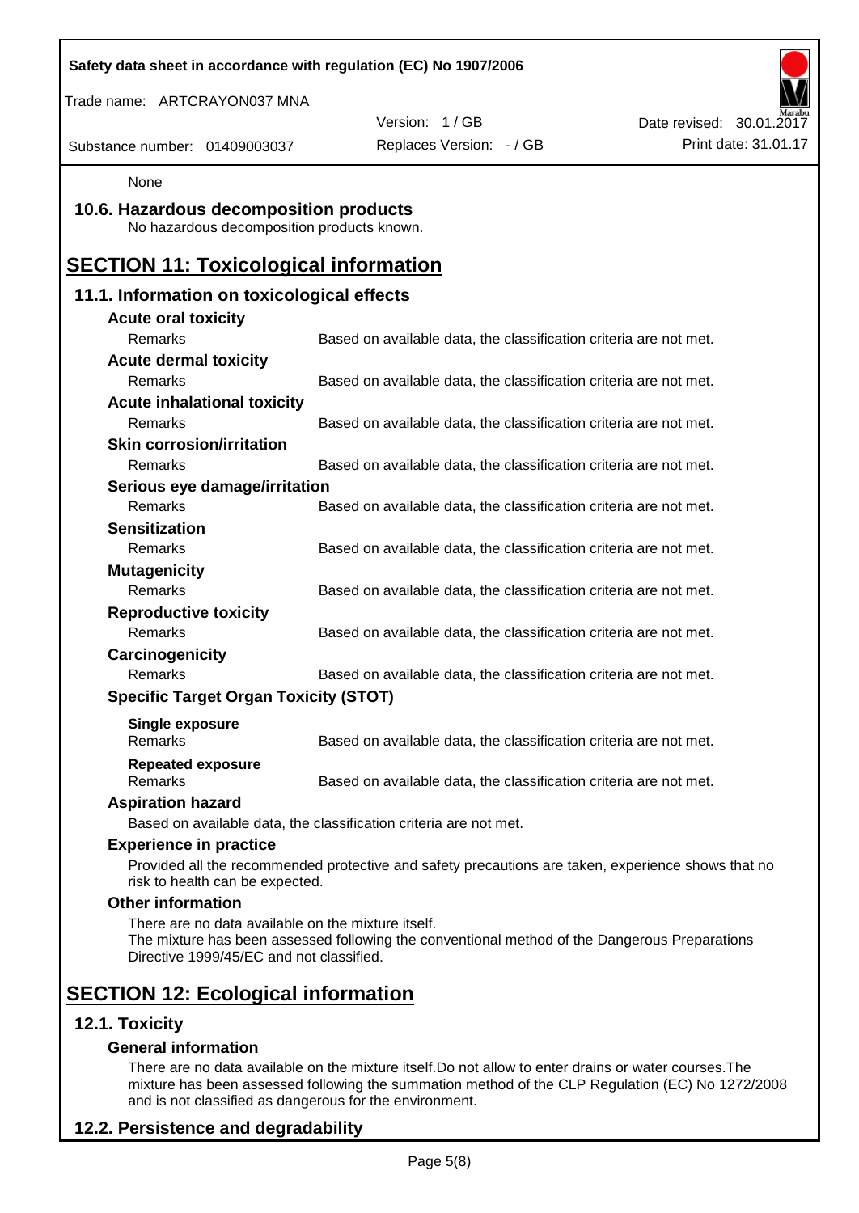None

## 10.6. Hazardous decomposition products

No hazardous decomposition products known.

# SECTION 11: Toxicological information

## 11.1. Information on toxicological effects

**Acute oral toxicity**

| | |
|---|---|
| Remarks | Based on available data, the classification criteria are not met. |

**Acute dermal toxicity**

| | |
|---|---|
| Remarks | Based on available data, the classification criteria are not met. |

**Acute inhalational toxicity**

| | |
|---|---|
| Remarks | Based on available data, the classification criteria are not met. |

**Skin corrosion/irritation**

| | |
|---|---|
| Remarks | Based on available data, the classification criteria are not met. |

**Serious eye damage/irritation**

| | |
|---|---|
| Remarks | Based on available data, the classification criteria are not met. |

**Sensitization**

| | |
|---|---|
| Remarks | Based on available data, the classification criteria are not met. |

**Mutagenicity**

| | |
|---|---|
| Remarks | Based on available data, the classification criteria are not met. |

**Reproductive toxicity**

| | |
|---|---|
| Remarks | Based on available data, the classification criteria are not met. |

**Carcinogenicity**

| | |
|---|---|
| Remarks | Based on available data, the classification criteria are not met. |

**Specific Target Organ Toxicity (STOT)**

**Single exposure**

| | |
|---|---|
| Remarks | Based on available data, the classification criteria are not met. |

**Repeated exposure**

| | |
|---|---|
| Remarks | Based on available data, the classification criteria are not met. |

**Aspiration hazard**

Based on available data, the classification criteria are not met.

**Experience in practice**

Provided all the recommended protective and safety precautions are taken, experience shows that no risk to health can be expected.

**Other information**

There are no data available on the mixture itself.
The mixture has been assessed following the conventional method of the Dangerous Preparations Directive 1999/45/EC and not classified.

# SECTION 12: Ecological information

## 12.1. Toxicity

**General information**

There are no data available on the mixture itself.Do not allow to enter drains or water courses.The mixture has been assessed following the summation method of the CLP Regulation (EC) No 1272/2008 and is not classified as dangerous for the environment.

## 12.2. Persistence and degradability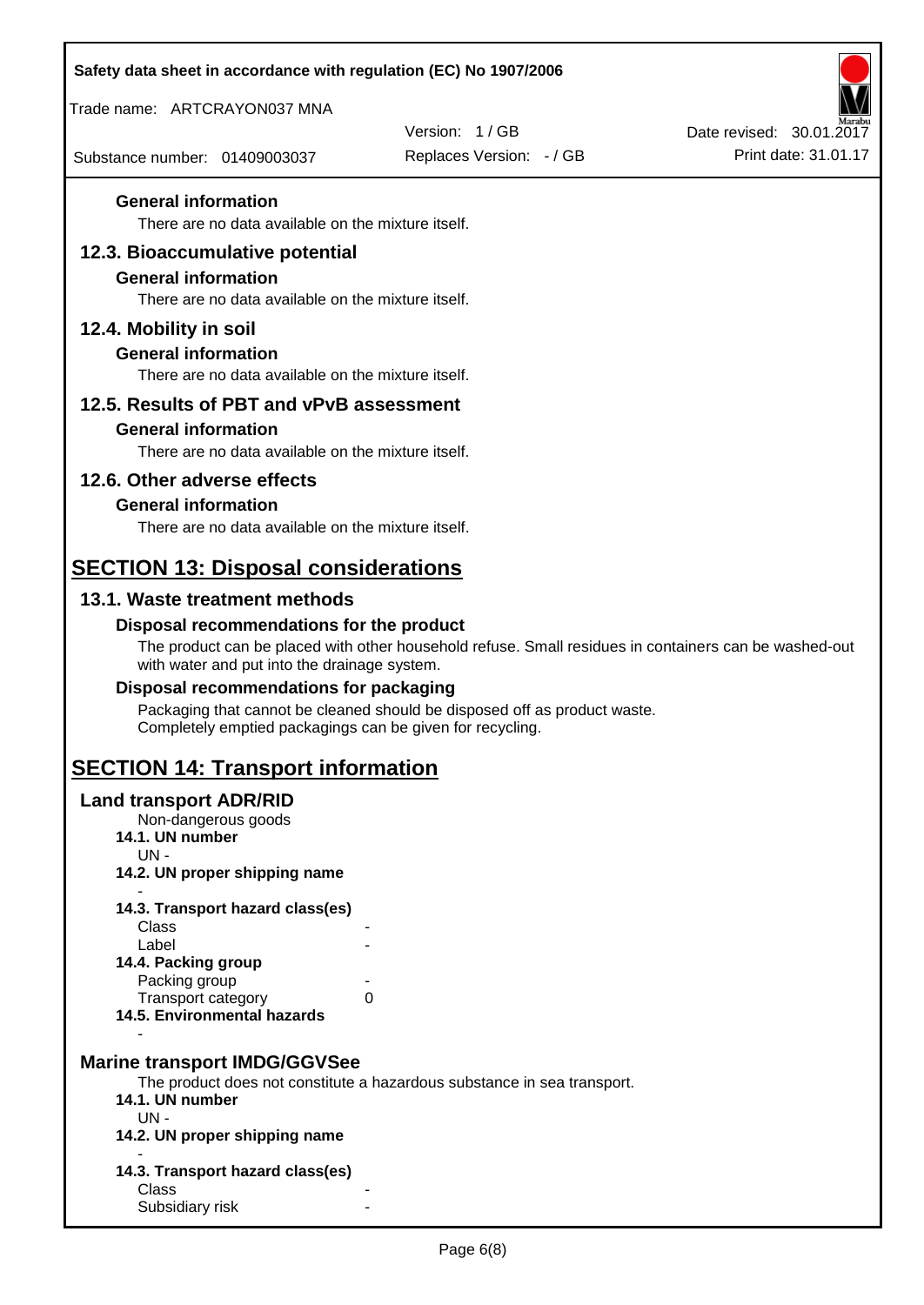#### General information

There are no data available on the mixture itself.

## 12.3. Bioaccumulative potential

#### General information

There are no data available on the mixture itself.

## 12.4. Mobility in soil

#### General information

There are no data available on the mixture itself.

## 12.5. Results of PBT and vPvB assessment

#### General information

There are no data available on the mixture itself.

## 12.6. Other adverse effects

#### General information

There are no data available on the mixture itself.

# SECTION 13: Disposal considerations

## 13.1. Waste treatment methods

#### Disposal recommendations for the product

The product can be placed with other household refuse. Small residues in containers can be washed-out with water and put into the drainage system.

#### Disposal recommendations for packaging

Packaging that cannot be cleaned should be disposed off as product waste.
Completely emptied packagings can be given for recycling.

# SECTION 14: Transport information

## Land transport ADR/RID

Non-dangerous goods

**14.1. UN number**

UN -

**14.2. UN proper shipping name**

-

**14.3. Transport hazard class(es)**

| | |
|---|---|
| Class | - |
| Label | - |

**14.4. Packing group**

| | |
|---|---|
| Packing group | - |
| Transport category | 0 |

**14.5. Environmental hazards**

-

## Marine transport IMDG/GGVSee

The product does not constitute a hazardous substance in sea transport.

**14.1. UN number**

UN -

**14.2. UN proper shipping name**

-

**14.3. Transport hazard class(es)**

| | |
|---|---|
| Class | - |
| Subsidiary risk | - |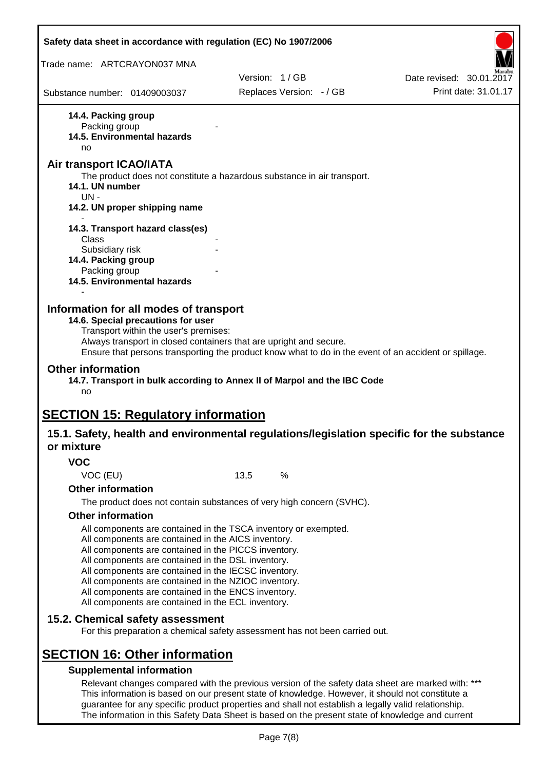**14.4. Packing group**

Packing group -

**14.5. Environmental hazards**

no

## Air transport ICAO/IATA

The product does not constitute a hazardous substance in air transport.

**14.1. UN number**

UN -

**14.2. UN proper shipping name**

-

**14.3. Transport hazard class(es)**

Class -

Subsidiary risk -

**14.4. Packing group**

Packing group -

**14.5. Environmental hazards**

-

## Information for all modes of transport

**14.6. Special precautions for user**

Transport within the user's premises:
Always transport in closed containers that are upright and secure.
Ensure that persons transporting the product know what to do in the event of an accident or spillage.

## Other information

**14.7. Transport in bulk according to Annex II of Marpol and the IBC Code**

no

# SECTION 15: Regulatory information

## 15.1. Safety, health and environmental regulations/legislation specific for the substance or mixture

### VOC

VOC (EU) 13,5 %

### Other information

The product does not contain substances of very high concern (SVHC).

### Other information

All components are contained in the TSCA inventory or exempted.
All components are contained in the AICS inventory.
All components are contained in the PICCS inventory.
All components are contained in the DSL inventory.
All components are contained in the IECSC inventory.
All components are contained in the NZIOC inventory.
All components are contained in the ENCS inventory.
All components are contained in the ECL inventory.

## 15.2. Chemical safety assessment

For this preparation a chemical safety assessment has not been carried out.

# SECTION 16: Other information

### Supplemental information

Relevant changes compared with the previous version of the safety data sheet are marked with: ***
This information is based on our present state of knowledge. However, it should not constitute a guarantee for any specific product properties and shall not establish a legally valid relationship.
The information in this Safety Data Sheet is based on the present state of knowledge and current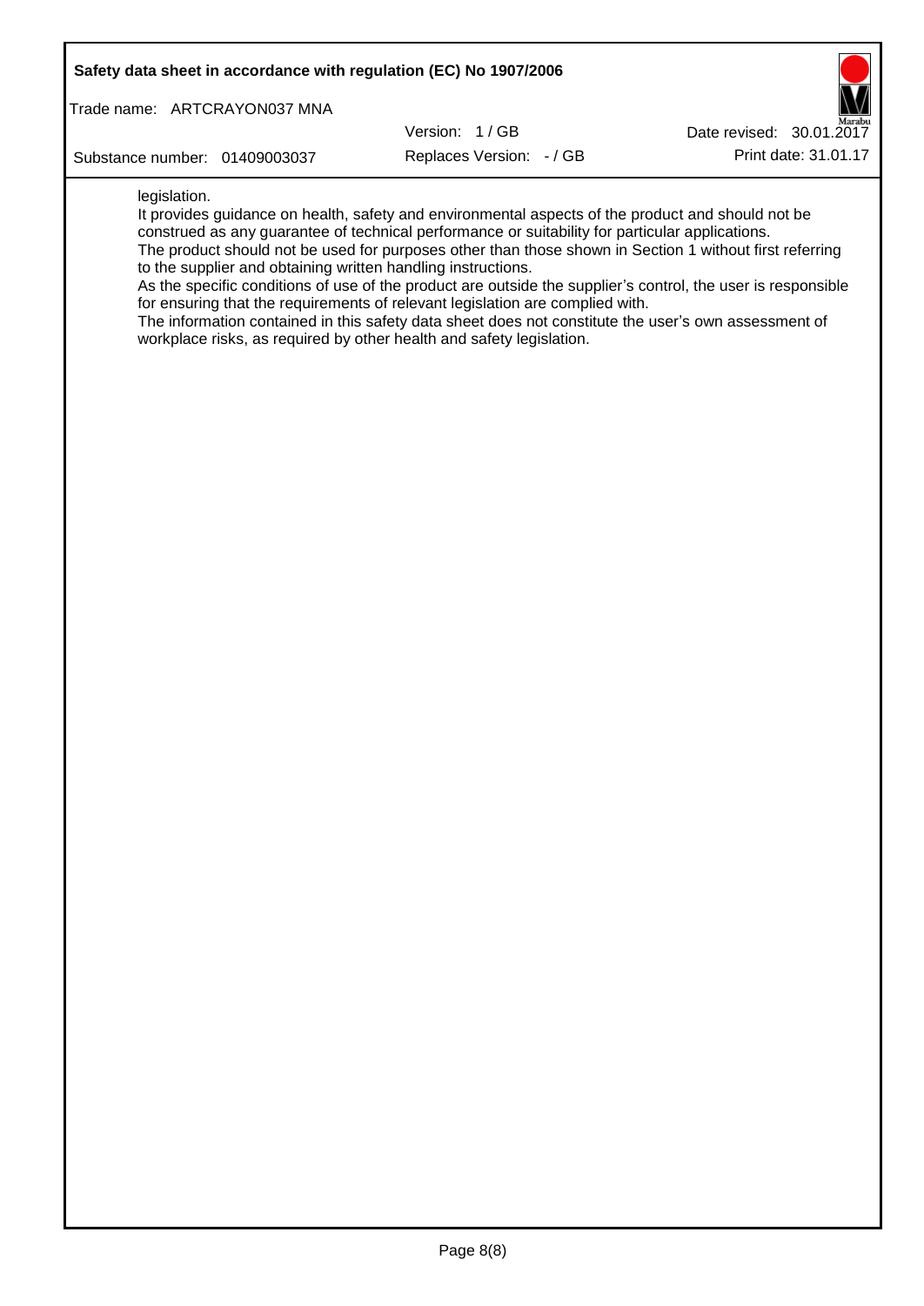legislation.

It provides guidance on health, safety and environmental aspects of the product and should not be construed as any guarantee of technical performance or suitability for particular applications.

The product should not be used for purposes other than those shown in Section 1 without first referring to the supplier and obtaining written handling instructions.

As the specific conditions of use of the product are outside the supplier's control, the user is responsible for ensuring that the requirements of relevant legislation are complied with.

The information contained in this safety data sheet does not constitute the user's own assessment of workplace risks, as required by other health and safety legislation.